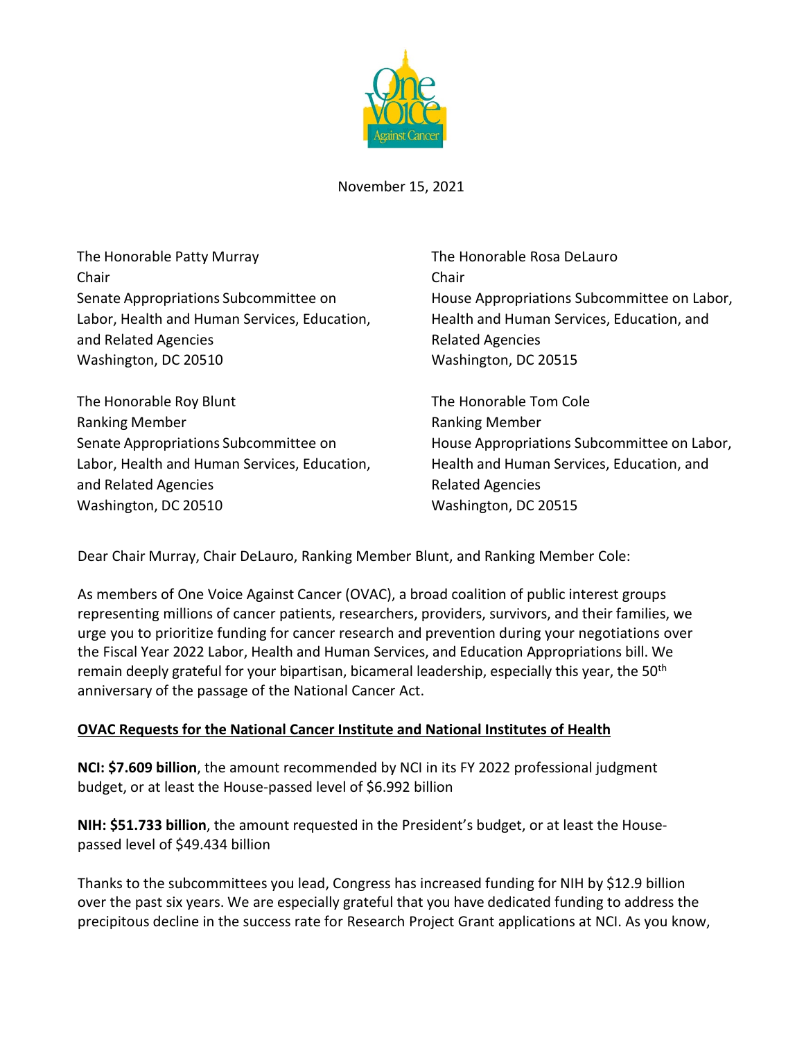November 15, 2021

The Honorable Patty Murray
Chair
Senate Appropriations Subcommittee on Labor, Health and Human Services, Education, and Related Agencies
Washington, DC 20510

The Honorable Rosa DeLauro
Chair
House Appropriations Subcommittee on Labor, Health and Human Services, Education, and Related Agencies
Washington, DC 20515

The Honorable Roy Blunt
Ranking Member
Senate Appropriations Subcommittee on Labor, Health and Human Services, Education, and Related Agencies
Washington, DC 20510

The Honorable Tom Cole
Ranking Member
House Appropriations Subcommittee on Labor, Health and Human Services, Education, and Related Agencies
Washington, DC 20515

Dear Chair Murray, Chair DeLauro, Ranking Member Blunt, and Ranking Member Cole:

As members of One Voice Against Cancer (OVAC), a broad coalition of public interest groups representing millions of cancer patients, researchers, providers, survivors, and their families, we urge you to prioritize funding for cancer research and prevention during your negotiations over the Fiscal Year 2022 Labor, Health and Human Services, and Education Appropriations bill. We remain deeply grateful for your bipartisan, bicameral leadership, especially this year, the 50th anniversary of the passage of the National Cancer Act.

**OVAC Requests for the National Cancer Institute and National Institutes of Health**

**NCI: $7.609 billion**, the amount recommended by NCI in its FY 2022 professional judgment budget, or at least the House-passed level of $6.992 billion

**NIH: $51.733 billion**, the amount requested in the President's budget, or at least the House-passed level of $49.434 billion

Thanks to the subcommittees you lead, Congress has increased funding for NIH by $12.9 billion over the past six years. We are especially grateful that you have dedicated funding to address the precipitous decline in the success rate for Research Project Grant applications at NCI. As you know,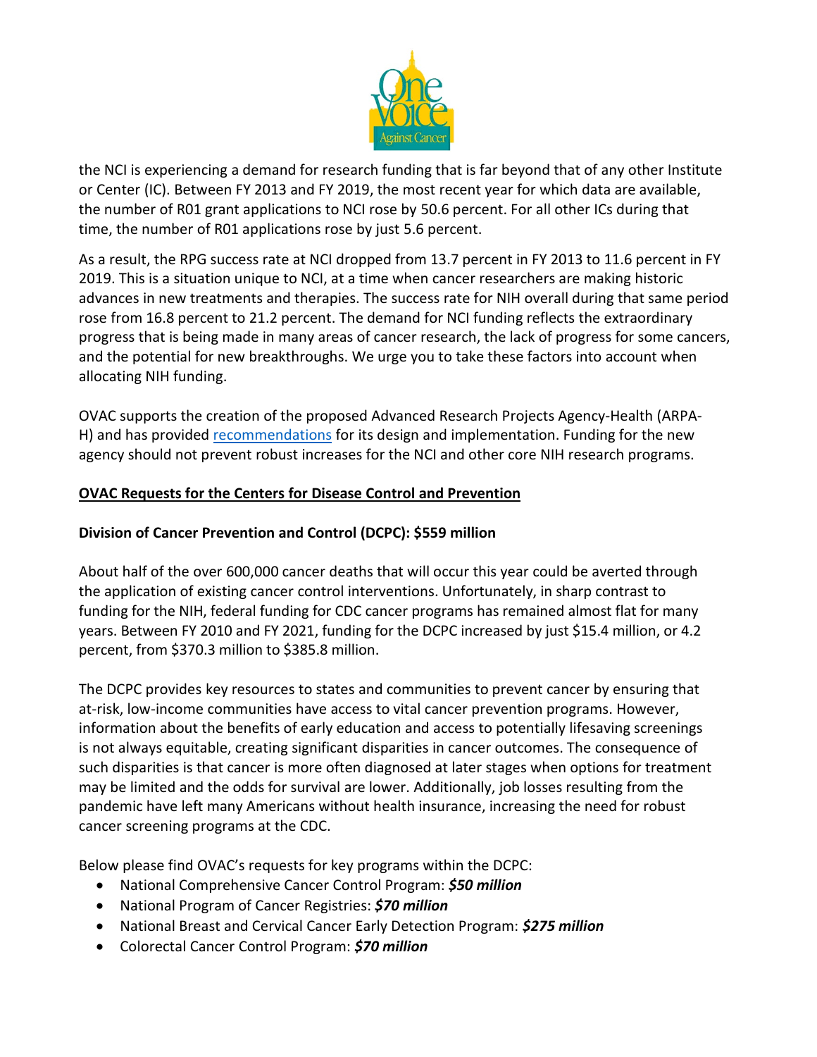the NCI is experiencing a demand for research funding that is far beyond that of any other Institute or Center (IC). Between FY 2013 and FY 2019, the most recent year for which data are available, the number of R01 grant applications to NCI rose by 50.6 percent. For all other ICs during that time, the number of R01 applications rose by just 5.6 percent.

As a result, the RPG success rate at NCI dropped from 13.7 percent in FY 2013 to 11.6 percent in FY 2019. This is a situation unique to NCI, at a time when cancer researchers are making historic advances in new treatments and therapies. The success rate for NIH overall during that same period rose from 16.8 percent to 21.2 percent. The demand for NCI funding reflects the extraordinary progress that is being made in many areas of cancer research, the lack of progress for some cancers, and the potential for new breakthroughs. We urge you to take these factors into account when allocating NIH funding.

OVAC supports the creation of the proposed Advanced Research Projects Agency-Health (ARPA-H) and has provided recommendations for its design and implementation. Funding for the new agency should not prevent robust increases for the NCI and other core NIH research programs.

## OVAC Requests for the Centers for Disease Control and Prevention

### Division of Cancer Prevention and Control (DCPC): $559 million

About half of the over 600,000 cancer deaths that will occur this year could be averted through the application of existing cancer control interventions. Unfortunately, in sharp contrast to funding for the NIH, federal funding for CDC cancer programs has remained almost flat for many years. Between FY 2010 and FY 2021, funding for the DCPC increased by just $15.4 million, or 4.2 percent, from $370.3 million to $385.8 million.

The DCPC provides key resources to states and communities to prevent cancer by ensuring that at-risk, low-income communities have access to vital cancer prevention programs. However, information about the benefits of early education and access to potentially lifesaving screenings is not always equitable, creating significant disparities in cancer outcomes. The consequence of such disparities is that cancer is more often diagnosed at later stages when options for treatment may be limited and the odds for survival are lower. Additionally, job losses resulting from the pandemic have left many Americans without health insurance, increasing the need for robust cancer screening programs at the CDC.

Below please find OVAC's requests for key programs within the DCPC:

- National Comprehensive Cancer Control Program: ***$50 million***
- National Program of Cancer Registries: ***$70 million***
- National Breast and Cervical Cancer Early Detection Program: ***$275 million***
- Colorectal Cancer Control Program: ***$70 million***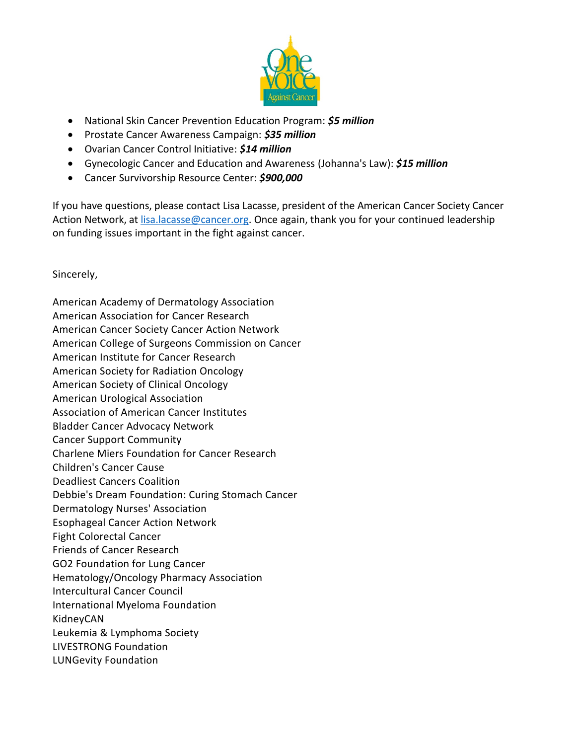- National Skin Cancer Prevention Education Program: ***$5 million***
- Prostate Cancer Awareness Campaign: ***$35 million***
- Ovarian Cancer Control Initiative: ***$14 million***
- Gynecologic Cancer and Education and Awareness (Johanna's Law): ***$15 million***
- Cancer Survivorship Resource Center: ***$900,000***

If you have questions, please contact Lisa Lacasse, president of the American Cancer Society Cancer Action Network, at [lisa.lacasse@cancer.org](mailto:lisa.lacasse@cancer.org). Once again, thank you for your continued leadership on funding issues important in the fight against cancer.

Sincerely,

American Academy of Dermatology Association
American Association for Cancer Research
American Cancer Society Cancer Action Network
American College of Surgeons Commission on Cancer
American Institute for Cancer Research
American Society for Radiation Oncology
American Society of Clinical Oncology
American Urological Association
Association of American Cancer Institutes
Bladder Cancer Advocacy Network
Cancer Support Community
Charlene Miers Foundation for Cancer Research
Children's Cancer Cause
Deadliest Cancers Coalition
Debbie's Dream Foundation: Curing Stomach Cancer
Dermatology Nurses' Association
Esophageal Cancer Action Network
Fight Colorectal Cancer
Friends of Cancer Research
GO2 Foundation for Lung Cancer
Hematology/Oncology Pharmacy Association
Intercultural Cancer Council
International Myeloma Foundation
KidneyCAN
Leukemia & Lymphoma Society
LIVESTRONG Foundation
LUNGevity Foundation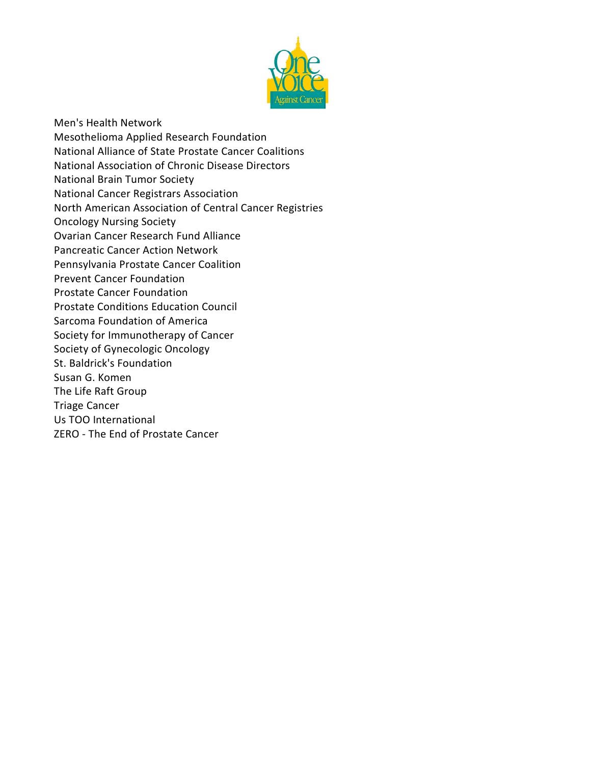Men's Health Network
Mesothelioma Applied Research Foundation
National Alliance of State Prostate Cancer Coalitions
National Association of Chronic Disease Directors
National Brain Tumor Society
National Cancer Registrars Association
North American Association of Central Cancer Registries
Oncology Nursing Society
Ovarian Cancer Research Fund Alliance
Pancreatic Cancer Action Network
Pennsylvania Prostate Cancer Coalition
Prevent Cancer Foundation
Prostate Cancer Foundation
Prostate Conditions Education Council
Sarcoma Foundation of America
Society for Immunotherapy of Cancer
Society of Gynecologic Oncology
St. Baldrick's Foundation
Susan G. Komen
The Life Raft Group
Triage Cancer
Us TOO International
ZERO - The End of Prostate Cancer